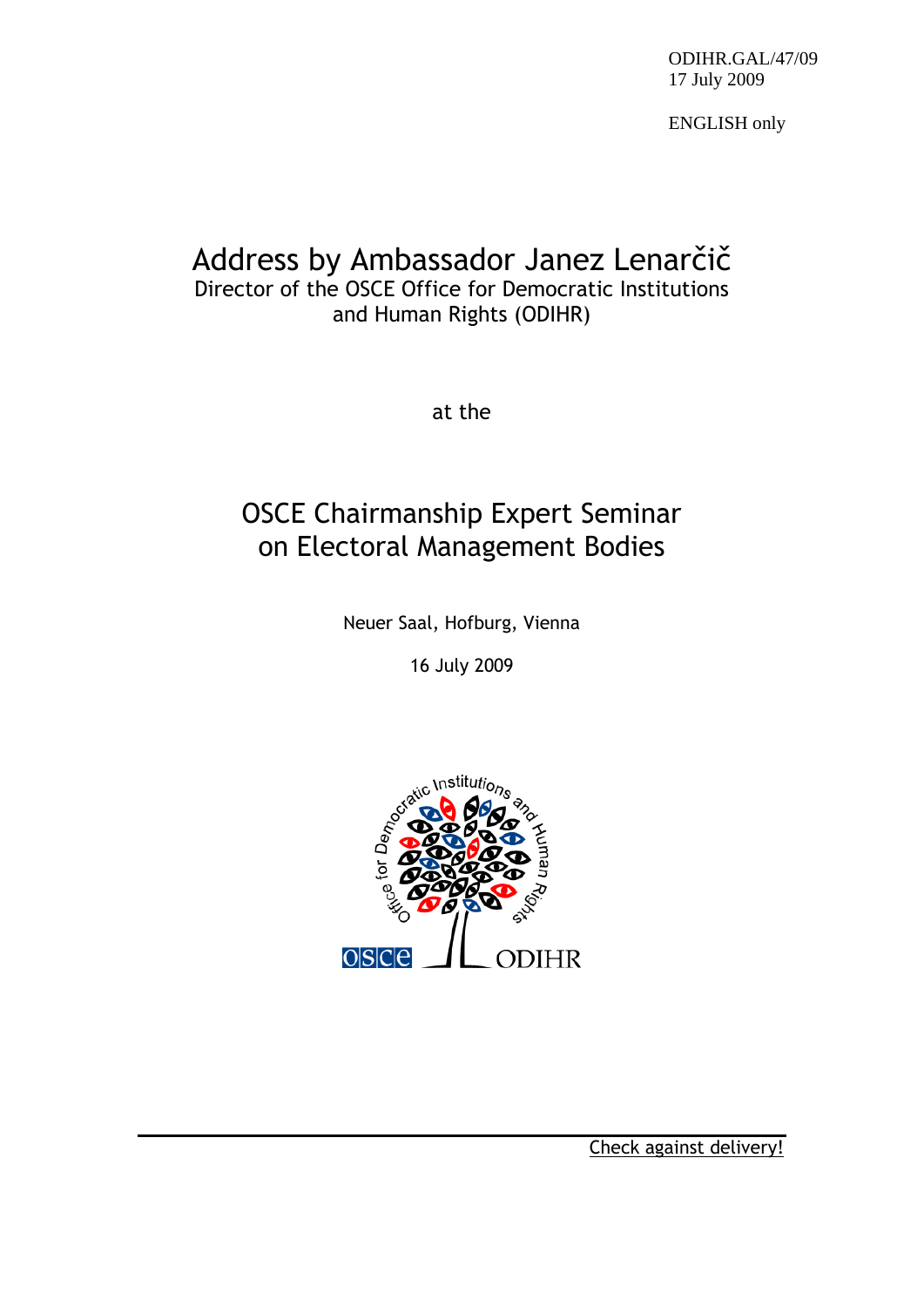ODIHR.GAL/47/09
17 July 2009

ENGLISH only

# Address by Ambassador Janez Lenarčič

Director of the OSCE Office for Democratic Institutions and Human Rights (ODIHR)

at the

## OSCE Chairmanship Expert Seminar on Electoral Management Bodies

Neuer Saal, Hofburg, Vienna

16 July 2009

Check against delivery!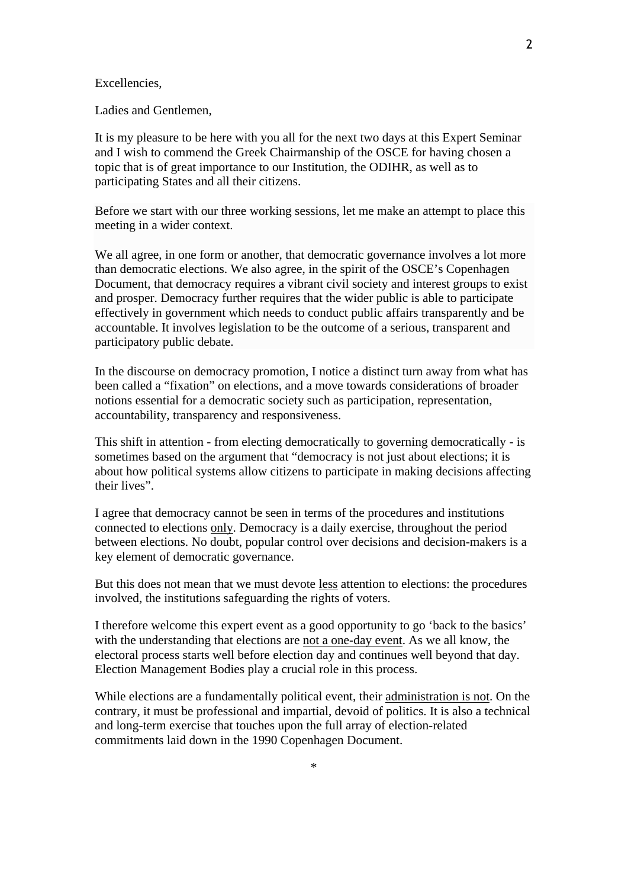Excellencies,

Ladies and Gentlemen,

It is my pleasure to be here with you all for the next two days at this Expert Seminar and I wish to commend the Greek Chairmanship of the OSCE for having chosen a topic that is of great importance to our Institution, the ODIHR, as well as to participating States and all their citizens.

Before we start with our three working sessions, let me make an attempt to place this meeting in a wider context.

We all agree, in one form or another, that democratic governance involves a lot more than democratic elections. We also agree, in the spirit of the OSCE's Copenhagen Document, that democracy requires a vibrant civil society and interest groups to exist and prosper. Democracy further requires that the wider public is able to participate effectively in government which needs to conduct public affairs transparently and be accountable. It involves legislation to be the outcome of a serious, transparent and participatory public debate.

In the discourse on democracy promotion, I notice a distinct turn away from what has been called a "fixation" on elections, and a move towards considerations of broader notions essential for a democratic society such as participation, representation, accountability, transparency and responsiveness.

This shift in attention - from electing democratically to governing democratically - is sometimes based on the argument that "democracy is not just about elections; it is about how political systems allow citizens to participate in making decisions affecting their lives".

I agree that democracy cannot be seen in terms of the procedures and institutions connected to elections <u>only</u>. Democracy is a daily exercise, throughout the period between elections. No doubt, popular control over decisions and decision-makers is a key element of democratic governance.

But this does not mean that we must devote <u>less</u> attention to elections: the procedures involved, the institutions safeguarding the rights of voters.

I therefore welcome this expert event as a good opportunity to go 'back to the basics' with the understanding that elections are <u>not a one-day event</u>. As we all know, the electoral process starts well before election day and continues well beyond that day. Election Management Bodies play a crucial role in this process.

While elections are a fundamentally political event, their <u>administration is not</u>. On the contrary, it must be professional and impartial, devoid of politics. It is also a technical and long-term exercise that touches upon the full array of election-related commitments laid down in the 1990 Copenhagen Document.

*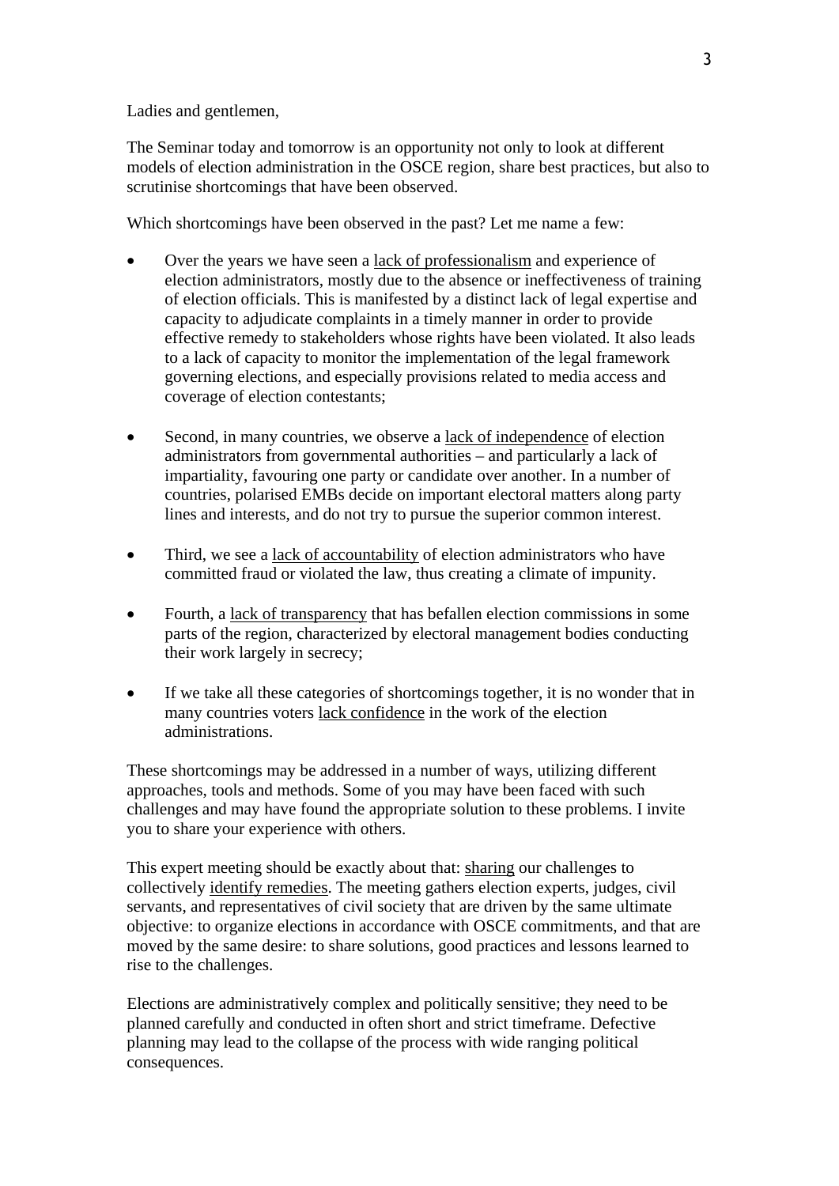Ladies and gentlemen,

The Seminar today and tomorrow is an opportunity not only to look at different models of election administration in the OSCE region, share best practices, but also to scrutinise shortcomings that have been observed.

Which shortcomings have been observed in the past? Let me name a few:

- Over the years we have seen a <u>lack of professionalism</u> and experience of election administrators, mostly due to the absence or ineffectiveness of training of election officials. This is manifested by a distinct lack of legal expertise and capacity to adjudicate complaints in a timely manner in order to provide effective remedy to stakeholders whose rights have been violated. It also leads to a lack of capacity to monitor the implementation of the legal framework governing elections, and especially provisions related to media access and coverage of election contestants;

- Second, in many countries, we observe a <u>lack of independence</u> of election administrators from governmental authorities – and particularly a lack of impartiality, favouring one party or candidate over another. In a number of countries, polarised EMBs decide on important electoral matters along party lines and interests, and do not try to pursue the superior common interest.

- Third, we see a <u>lack of accountability</u> of election administrators who have committed fraud or violated the law, thus creating a climate of impunity.

- Fourth, a <u>lack of transparency</u> that has befallen election commissions in some parts of the region, characterized by electoral management bodies conducting their work largely in secrecy;

- If we take all these categories of shortcomings together, it is no wonder that in many countries voters <u>lack confidence</u> in the work of the election administrations.

These shortcomings may be addressed in a number of ways, utilizing different approaches, tools and methods. Some of you may have been faced with such challenges and may have found the appropriate solution to these problems. I invite you to share your experience with others.

This expert meeting should be exactly about that: <u>sharing</u> our challenges to collectively <u>identify remedies</u>. The meeting gathers election experts, judges, civil servants, and representatives of civil society that are driven by the same ultimate objective: to organize elections in accordance with OSCE commitments, and that are moved by the same desire: to share solutions, good practices and lessons learned to rise to the challenges.

Elections are administratively complex and politically sensitive; they need to be planned carefully and conducted in often short and strict timeframe. Defective planning may lead to the collapse of the process with wide ranging political consequences.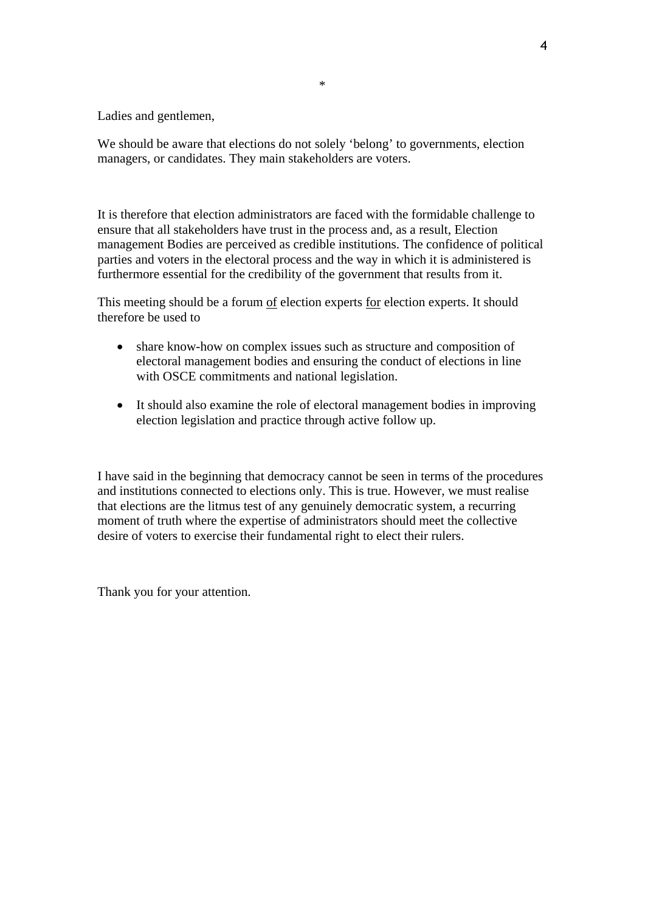*

Ladies and gentlemen,

We should be aware that elections do not solely 'belong' to governments, election managers, or candidates. They main stakeholders are voters.

It is therefore that election administrators are faced with the formidable challenge to ensure that all stakeholders have trust in the process and, as a result, Election management Bodies are perceived as credible institutions. The confidence of political parties and voters in the electoral process and the way in which it is administered is furthermore essential for the credibility of the government that results from it.

This meeting should be a forum <u>of</u> election experts <u>for</u> election experts. It should therefore be used to

- share know-how on complex issues such as structure and composition of electoral management bodies and ensuring the conduct of elections in line with OSCE commitments and national legislation.
- It should also examine the role of electoral management bodies in improving election legislation and practice through active follow up.

I have said in the beginning that democracy cannot be seen in terms of the procedures and institutions connected to elections only. This is true. However, we must realise that elections are the litmus test of any genuinely democratic system, a recurring moment of truth where the expertise of administrators should meet the collective desire of voters to exercise their fundamental right to elect their rulers.

Thank you for your attention.